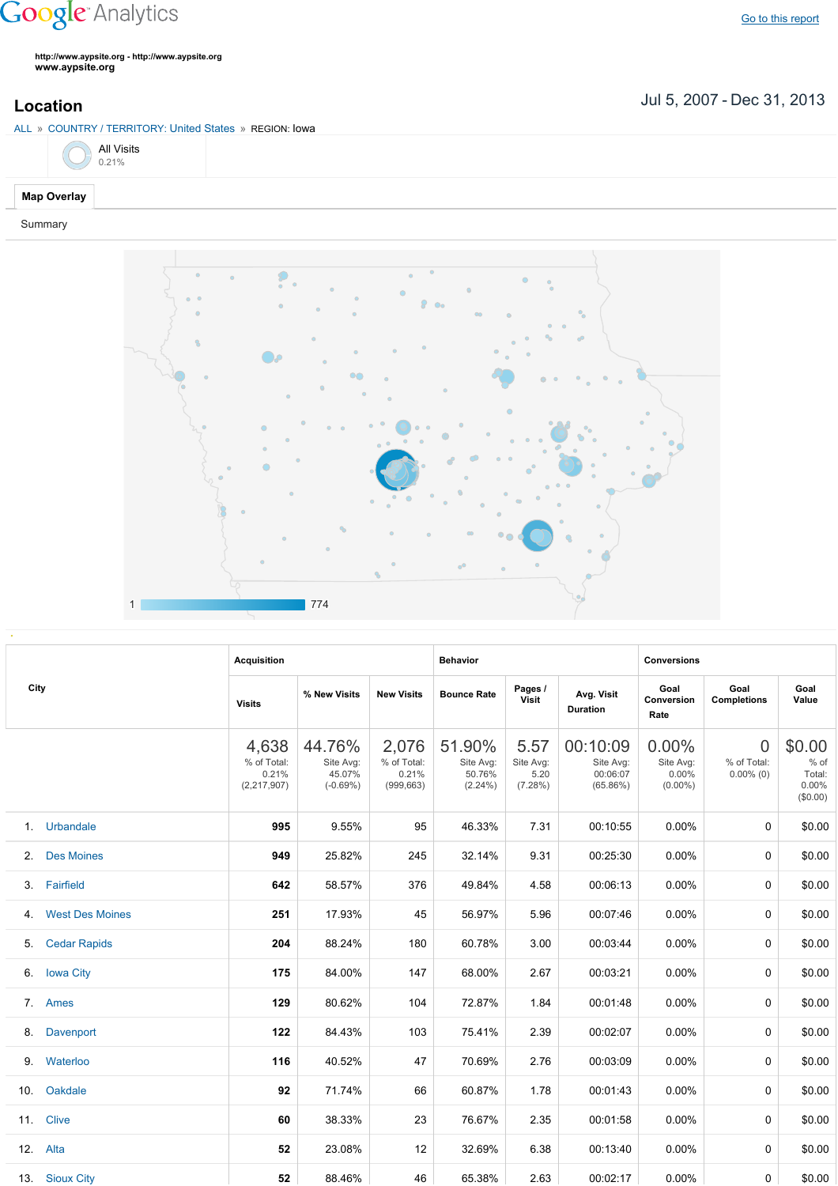Google Analytics

Go to this report

**http://www.aypsite.org - http://www.aypsite.org**
**www.aypsite.org**

## Location

Jul 5, 2007 - Dec 31, 2013

ALL » COUNTRY / TERRITORY: United States » REGION: Iowa

All Visits
0.21%

**Map Overlay**

Summary

1 774

| City | Acquisition | | | Behavior | | | Conversions | | |
|---|---|---|---|---|---|---|---|---|---|
| | Visits | % New Visits | New Visits | Bounce Rate | Pages / Visit | Avg. Visit Duration | Goal Conversion Rate | Goal Completions | Goal Value |
| | 4,638 % of Total: 0.21% (2,217,907) | 44.76% Site Avg: 45.07% (-0.69%) | 2,076 % of Total: 0.21% (999,663) | 51.90% Site Avg: 50.76% (2.24%) | 5.57 Site Avg: 5.20 (7.28%) | 00:10:09 Site Avg: 00:06:07 (65.86%) | 0.00% Site Avg: 0.00% (0.00%) | 0 % of Total: 0.00% (0) | $0.00 % of Total: 0.00% ($0.00) |
| 1. Urbandale | **995** | 9.55% | 95 | 46.33% | 7.31 | 00:10:55 | 0.00% | 0 | $0.00 |
| 2. Des Moines | **949** | 25.82% | 245 | 32.14% | 9.31 | 00:25:30 | 0.00% | 0 | $0.00 |
| 3. Fairfield | **642** | 58.57% | 376 | 49.84% | 4.58 | 00:06:13 | 0.00% | 0 | $0.00 |
| 4. West Des Moines | **251** | 17.93% | 45 | 56.97% | 5.96 | 00:07:46 | 0.00% | 0 | $0.00 |
| 5. Cedar Rapids | **204** | 88.24% | 180 | 60.78% | 3.00 | 00:03:44 | 0.00% | 0 | $0.00 |
| 6. Iowa City | **175** | 84.00% | 147 | 68.00% | 2.67 | 00:03:21 | 0.00% | 0 | $0.00 |
| 7. Ames | **129** | 80.62% | 104 | 72.87% | 1.84 | 00:01:48 | 0.00% | 0 | $0.00 |
| 8. Davenport | **122** | 84.43% | 103 | 75.41% | 2.39 | 00:02:07 | 0.00% | 0 | $0.00 |
| 9. Waterloo | **116** | 40.52% | 47 | 70.69% | 2.76 | 00:03:09 | 0.00% | 0 | $0.00 |
| 10. Oakdale | **92** | 71.74% | 66 | 60.87% | 1.78 | 00:01:43 | 0.00% | 0 | $0.00 |
| 11. Clive | **60** | 38.33% | 23 | 76.67% | 2.35 | 00:01:58 | 0.00% | 0 | $0.00 |
| 12. Alta | **52** | 23.08% | 12 | 32.69% | 6.38 | 00:13:40 | 0.00% | 0 | $0.00 |
| 13. Sioux City | **52** | 88.46% | 46 | 65.38% | 2.63 | 00:02:17 | 0.00% | 0 | $0.00 |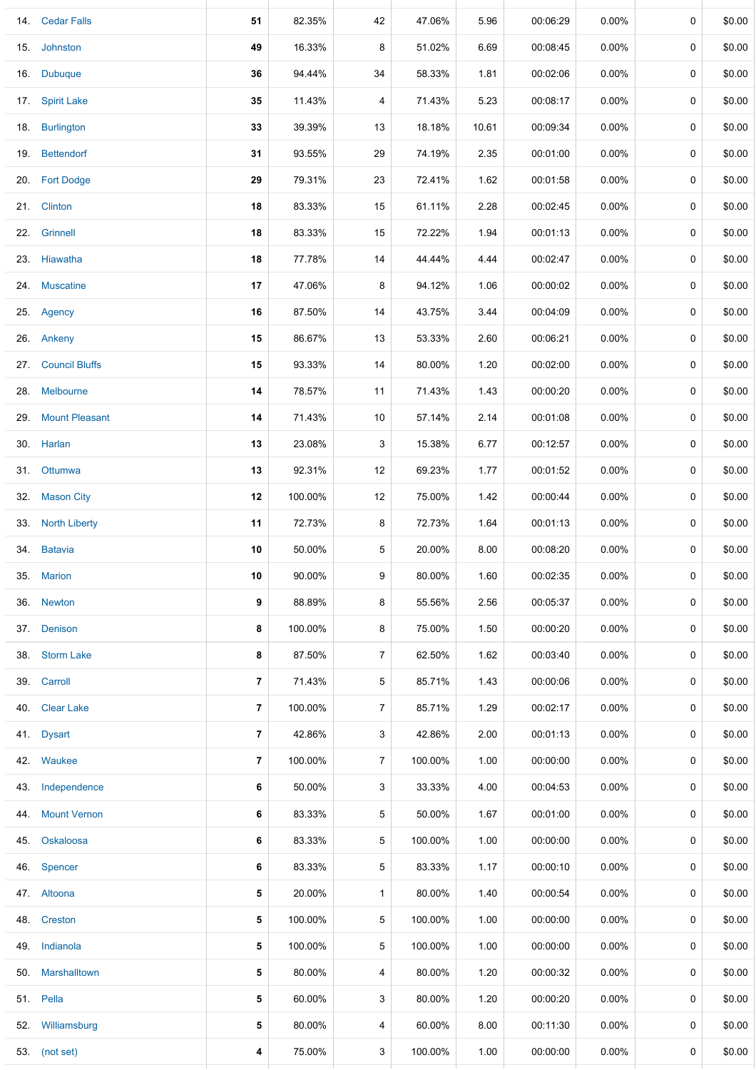| | | | | | | | | | | |
|---|---|---|---|---|---|---|---|---|---|---|
| 14. | Cedar Falls | **51** | 82.35% | 42 | 47.06% | 5.96 | 00:06:29 | 0.00% | 0 | $0.00 |
| 15. | Johnston | **49** | 16.33% | 8 | 51.02% | 6.69 | 00:08:45 | 0.00% | 0 | $0.00 |
| 16. | Dubuque | **36** | 94.44% | 34 | 58.33% | 1.81 | 00:02:06 | 0.00% | 0 | $0.00 |
| 17. | Spirit Lake | **35** | 11.43% | 4 | 71.43% | 5.23 | 00:08:17 | 0.00% | 0 | $0.00 |
| 18. | Burlington | **33** | 39.39% | 13 | 18.18% | 10.61 | 00:09:34 | 0.00% | 0 | $0.00 |
| 19. | Bettendorf | **31** | 93.55% | 29 | 74.19% | 2.35 | 00:01:00 | 0.00% | 0 | $0.00 |
| 20. | Fort Dodge | **29** | 79.31% | 23 | 72.41% | 1.62 | 00:01:58 | 0.00% | 0 | $0.00 |
| 21. | Clinton | **18** | 83.33% | 15 | 61.11% | 2.28 | 00:02:45 | 0.00% | 0 | $0.00 |
| 22. | Grinnell | **18** | 83.33% | 15 | 72.22% | 1.94 | 00:01:13 | 0.00% | 0 | $0.00 |
| 23. | Hiawatha | **18** | 77.78% | 14 | 44.44% | 4.44 | 00:02:47 | 0.00% | 0 | $0.00 |
| 24. | Muscatine | **17** | 47.06% | 8 | 94.12% | 1.06 | 00:00:02 | 0.00% | 0 | $0.00 |
| 25. | Agency | **16** | 87.50% | 14 | 43.75% | 3.44 | 00:04:09 | 0.00% | 0 | $0.00 |
| 26. | Ankeny | **15** | 86.67% | 13 | 53.33% | 2.60 | 00:06:21 | 0.00% | 0 | $0.00 |
| 27. | Council Bluffs | **15** | 93.33% | 14 | 80.00% | 1.20 | 00:02:00 | 0.00% | 0 | $0.00 |
| 28. | Melbourne | **14** | 78.57% | 11 | 71.43% | 1.43 | 00:00:20 | 0.00% | 0 | $0.00 |
| 29. | Mount Pleasant | **14** | 71.43% | 10 | 57.14% | 2.14 | 00:01:08 | 0.00% | 0 | $0.00 |
| 30. | Harlan | **13** | 23.08% | 3 | 15.38% | 6.77 | 00:12:57 | 0.00% | 0 | $0.00 |
| 31. | Ottumwa | **13** | 92.31% | 12 | 69.23% | 1.77 | 00:01:52 | 0.00% | 0 | $0.00 |
| 32. | Mason City | **12** | 100.00% | 12 | 75.00% | 1.42 | 00:00:44 | 0.00% | 0 | $0.00 |
| 33. | North Liberty | **11** | 72.73% | 8 | 72.73% | 1.64 | 00:01:13 | 0.00% | 0 | $0.00 |
| 34. | Batavia | **10** | 50.00% | 5 | 20.00% | 8.00 | 00:08:20 | 0.00% | 0 | $0.00 |
| 35. | Marion | **10** | 90.00% | 9 | 80.00% | 1.60 | 00:02:35 | 0.00% | 0 | $0.00 |
| 36. | Newton | **9** | 88.89% | 8 | 55.56% | 2.56 | 00:05:37 | 0.00% | 0 | $0.00 |
| 37. | Denison | **8** | 100.00% | 8 | 75.00% | 1.50 | 00:00:20 | 0.00% | 0 | $0.00 |
| 38. | Storm Lake | **8** | 87.50% | 7 | 62.50% | 1.62 | 00:03:40 | 0.00% | 0 | $0.00 |
| 39. | Carroll | **7** | 71.43% | 5 | 85.71% | 1.43 | 00:00:06 | 0.00% | 0 | $0.00 |
| 40. | Clear Lake | **7** | 100.00% | 7 | 85.71% | 1.29 | 00:02:17 | 0.00% | 0 | $0.00 |
| 41. | Dysart | **7** | 42.86% | 3 | 42.86% | 2.00 | 00:01:13 | 0.00% | 0 | $0.00 |
| 42. | Waukee | **7** | 100.00% | 7 | 100.00% | 1.00 | 00:00:00 | 0.00% | 0 | $0.00 |
| 43. | Independence | **6** | 50.00% | 3 | 33.33% | 4.00 | 00:04:53 | 0.00% | 0 | $0.00 |
| 44. | Mount Vernon | **6** | 83.33% | 5 | 50.00% | 1.67 | 00:01:00 | 0.00% | 0 | $0.00 |
| 45. | Oskaloosa | **6** | 83.33% | 5 | 100.00% | 1.00 | 00:00:00 | 0.00% | 0 | $0.00 |
| 46. | Spencer | **6** | 83.33% | 5 | 83.33% | 1.17 | 00:00:10 | 0.00% | 0 | $0.00 |
| 47. | Altoona | **5** | 20.00% | 1 | 80.00% | 1.40 | 00:00:54 | 0.00% | 0 | $0.00 |
| 48. | Creston | **5** | 100.00% | 5 | 100.00% | 1.00 | 00:00:00 | 0.00% | 0 | $0.00 |
| 49. | Indianola | **5** | 100.00% | 5 | 100.00% | 1.00 | 00:00:00 | 0.00% | 0 | $0.00 |
| 50. | Marshalltown | **5** | 80.00% | 4 | 80.00% | 1.20 | 00:00:32 | 0.00% | 0 | $0.00 |
| 51. | Pella | **5** | 60.00% | 3 | 80.00% | 1.20 | 00:00:20 | 0.00% | 0 | $0.00 |
| 52. | Williamsburg | **5** | 80.00% | 4 | 60.00% | 8.00 | 00:11:30 | 0.00% | 0 | $0.00 |
| 53. | (not set) | **4** | 75.00% | 3 | 100.00% | 1.00 | 00:00:00 | 0.00% | 0 | $0.00 |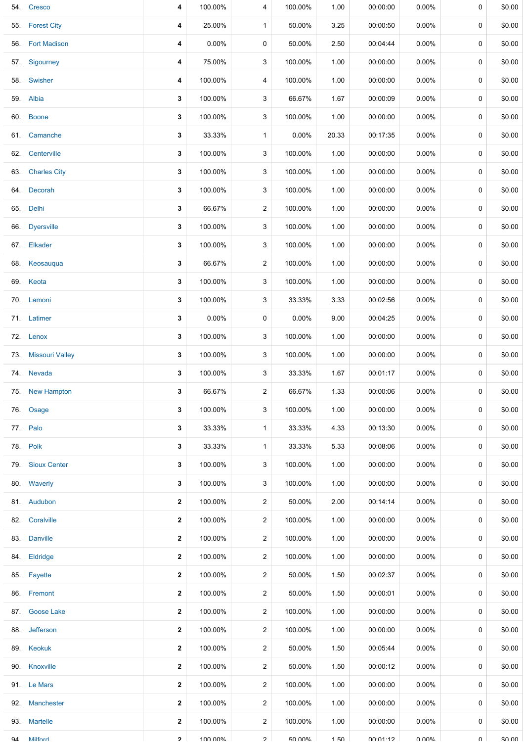| | | | | | | | | | | |
|---|---|---|---|---|---|---|---|---|---|---|
| 54. | Cresco | 4 | 100.00% | 4 | 100.00% | 1.00 | 00:00:00 | 0.00% | 0 | $0.00 |
| 55. | Forest City | 4 | 25.00% | 1 | 50.00% | 3.25 | 00:00:50 | 0.00% | 0 | $0.00 |
| 56. | Fort Madison | 4 | 0.00% | 0 | 50.00% | 2.50 | 00:04:44 | 0.00% | 0 | $0.00 |
| 57. | Sigourney | 4 | 75.00% | 3 | 100.00% | 1.00 | 00:00:00 | 0.00% | 0 | $0.00 |
| 58. | Swisher | 4 | 100.00% | 4 | 100.00% | 1.00 | 00:00:00 | 0.00% | 0 | $0.00 |
| 59. | Albia | 3 | 100.00% | 3 | 66.67% | 1.67 | 00:00:09 | 0.00% | 0 | $0.00 |
| 60. | Boone | 3 | 100.00% | 3 | 100.00% | 1.00 | 00:00:00 | 0.00% | 0 | $0.00 |
| 61. | Camanche | 3 | 33.33% | 1 | 0.00% | 20.33 | 00:17:35 | 0.00% | 0 | $0.00 |
| 62. | Centerville | 3 | 100.00% | 3 | 100.00% | 1.00 | 00:00:00 | 0.00% | 0 | $0.00 |
| 63. | Charles City | 3 | 100.00% | 3 | 100.00% | 1.00 | 00:00:00 | 0.00% | 0 | $0.00 |
| 64. | Decorah | 3 | 100.00% | 3 | 100.00% | 1.00 | 00:00:00 | 0.00% | 0 | $0.00 |
| 65. | Delhi | 3 | 66.67% | 2 | 100.00% | 1.00 | 00:00:00 | 0.00% | 0 | $0.00 |
| 66. | Dyersville | 3 | 100.00% | 3 | 100.00% | 1.00 | 00:00:00 | 0.00% | 0 | $0.00 |
| 67. | Elkader | 3 | 100.00% | 3 | 100.00% | 1.00 | 00:00:00 | 0.00% | 0 | $0.00 |
| 68. | Keosauqua | 3 | 66.67% | 2 | 100.00% | 1.00 | 00:00:00 | 0.00% | 0 | $0.00 |
| 69. | Keota | 3 | 100.00% | 3 | 100.00% | 1.00 | 00:00:00 | 0.00% | 0 | $0.00 |
| 70. | Lamoni | 3 | 100.00% | 3 | 33.33% | 3.33 | 00:02:56 | 0.00% | 0 | $0.00 |
| 71. | Latimer | 3 | 0.00% | 0 | 0.00% | 9.00 | 00:04:25 | 0.00% | 0 | $0.00 |
| 72. | Lenox | 3 | 100.00% | 3 | 100.00% | 1.00 | 00:00:00 | 0.00% | 0 | $0.00 |
| 73. | Missouri Valley | 3 | 100.00% | 3 | 100.00% | 1.00 | 00:00:00 | 0.00% | 0 | $0.00 |
| 74. | Nevada | 3 | 100.00% | 3 | 33.33% | 1.67 | 00:01:17 | 0.00% | 0 | $0.00 |
| 75. | New Hampton | 3 | 66.67% | 2 | 66.67% | 1.33 | 00:00:06 | 0.00% | 0 | $0.00 |
| 76. | Osage | 3 | 100.00% | 3 | 100.00% | 1.00 | 00:00:00 | 0.00% | 0 | $0.00 |
| 77. | Palo | 3 | 33.33% | 1 | 33.33% | 4.33 | 00:13:30 | 0.00% | 0 | $0.00 |
| 78. | Polk | 3 | 33.33% | 1 | 33.33% | 5.33 | 00:08:06 | 0.00% | 0 | $0.00 |
| 79. | Sioux Center | 3 | 100.00% | 3 | 100.00% | 1.00 | 00:00:00 | 0.00% | 0 | $0.00 |
| 80. | Waverly | 3 | 100.00% | 3 | 100.00% | 1.00 | 00:00:00 | 0.00% | 0 | $0.00 |
| 81. | Audubon | 2 | 100.00% | 2 | 50.00% | 2.00 | 00:14:14 | 0.00% | 0 | $0.00 |
| 82. | Coralville | 2 | 100.00% | 2 | 100.00% | 1.00 | 00:00:00 | 0.00% | 0 | $0.00 |
| 83. | Danville | 2 | 100.00% | 2 | 100.00% | 1.00 | 00:00:00 | 0.00% | 0 | $0.00 |
| 84. | Eldridge | 2 | 100.00% | 2 | 100.00% | 1.00 | 00:00:00 | 0.00% | 0 | $0.00 |
| 85. | Fayette | 2 | 100.00% | 2 | 50.00% | 1.50 | 00:02:37 | 0.00% | 0 | $0.00 |
| 86. | Fremont | 2 | 100.00% | 2 | 50.00% | 1.50 | 00:00:01 | 0.00% | 0 | $0.00 |
| 87. | Goose Lake | 2 | 100.00% | 2 | 100.00% | 1.00 | 00:00:00 | 0.00% | 0 | $0.00 |
| 88. | Jefferson | 2 | 100.00% | 2 | 100.00% | 1.00 | 00:00:00 | 0.00% | 0 | $0.00 |
| 89. | Keokuk | 2 | 100.00% | 2 | 50.00% | 1.50 | 00:05:44 | 0.00% | 0 | $0.00 |
| 90. | Knoxville | 2 | 100.00% | 2 | 50.00% | 1.50 | 00:00:12 | 0.00% | 0 | $0.00 |
| 91. | Le Mars | 2 | 100.00% | 2 | 100.00% | 1.00 | 00:00:00 | 0.00% | 0 | $0.00 |
| 92. | Manchester | 2 | 100.00% | 2 | 100.00% | 1.00 | 00:00:00 | 0.00% | 0 | $0.00 |
| 93. | Martelle | 2 | 100.00% | 2 | 100.00% | 1.00 | 00:00:00 | 0.00% | 0 | $0.00 |
| 94. | Milford | 2 | 100.00% | 2 | 50.00% | 1.50 | 00:01:12 | 0.00% | 0 | $0.00 |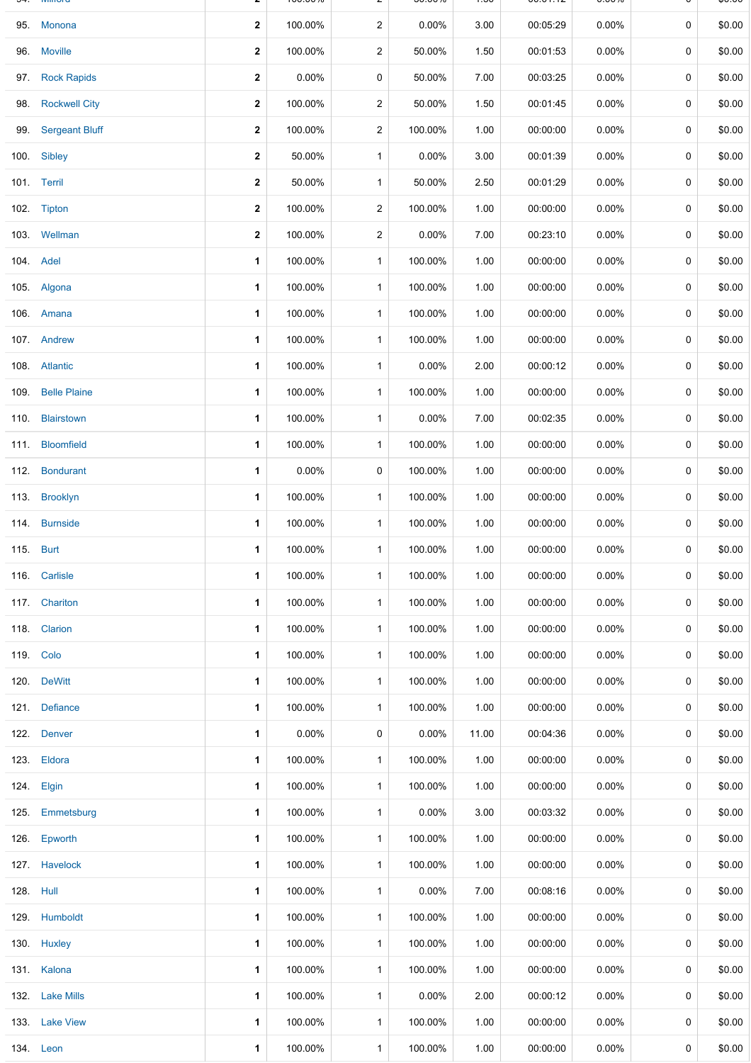| | | | | | | | | | | |
|---|---|---|---|---|---|---|---|---|---|---|
| 95. | Monona | 2 | 100.00% | 2 | 0.00% | 3.00 | 00:05:29 | 0.00% | 0 | $0.00 |
| 96. | Moville | 2 | 100.00% | 2 | 50.00% | 1.50 | 00:01:53 | 0.00% | 0 | $0.00 |
| 97. | Rock Rapids | 2 | 0.00% | 0 | 50.00% | 7.00 | 00:03:25 | 0.00% | 0 | $0.00 |
| 98. | Rockwell City | 2 | 100.00% | 2 | 50.00% | 1.50 | 00:01:45 | 0.00% | 0 | $0.00 |
| 99. | Sergeant Bluff | 2 | 100.00% | 2 | 100.00% | 1.00 | 00:00:00 | 0.00% | 0 | $0.00 |
| 100. | Sibley | 2 | 50.00% | 1 | 0.00% | 3.00 | 00:01:39 | 0.00% | 0 | $0.00 |
| 101. | Terril | 2 | 50.00% | 1 | 50.00% | 2.50 | 00:01:29 | 0.00% | 0 | $0.00 |
| 102. | Tipton | 2 | 100.00% | 2 | 100.00% | 1.00 | 00:00:00 | 0.00% | 0 | $0.00 |
| 103. | Wellman | 2 | 100.00% | 2 | 0.00% | 7.00 | 00:23:10 | 0.00% | 0 | $0.00 |
| 104. | Adel | 1 | 100.00% | 1 | 100.00% | 1.00 | 00:00:00 | 0.00% | 0 | $0.00 |
| 105. | Algona | 1 | 100.00% | 1 | 100.00% | 1.00 | 00:00:00 | 0.00% | 0 | $0.00 |
| 106. | Amana | 1 | 100.00% | 1 | 100.00% | 1.00 | 00:00:00 | 0.00% | 0 | $0.00 |
| 107. | Andrew | 1 | 100.00% | 1 | 100.00% | 1.00 | 00:00:00 | 0.00% | 0 | $0.00 |
| 108. | Atlantic | 1 | 100.00% | 1 | 0.00% | 2.00 | 00:00:12 | 0.00% | 0 | $0.00 |
| 109. | Belle Plaine | 1 | 100.00% | 1 | 100.00% | 1.00 | 00:00:00 | 0.00% | 0 | $0.00 |
| 110. | Blairstown | 1 | 100.00% | 1 | 0.00% | 7.00 | 00:02:35 | 0.00% | 0 | $0.00 |
| 111. | Bloomfield | 1 | 100.00% | 1 | 100.00% | 1.00 | 00:00:00 | 0.00% | 0 | $0.00 |
| 112. | Bondurant | 1 | 0.00% | 0 | 100.00% | 1.00 | 00:00:00 | 0.00% | 0 | $0.00 |
| 113. | Brooklyn | 1 | 100.00% | 1 | 100.00% | 1.00 | 00:00:00 | 0.00% | 0 | $0.00 |
| 114. | Burnside | 1 | 100.00% | 1 | 100.00% | 1.00 | 00:00:00 | 0.00% | 0 | $0.00 |
| 115. | Burt | 1 | 100.00% | 1 | 100.00% | 1.00 | 00:00:00 | 0.00% | 0 | $0.00 |
| 116. | Carlisle | 1 | 100.00% | 1 | 100.00% | 1.00 | 00:00:00 | 0.00% | 0 | $0.00 |
| 117. | Chariton | 1 | 100.00% | 1 | 100.00% | 1.00 | 00:00:00 | 0.00% | 0 | $0.00 |
| 118. | Clarion | 1 | 100.00% | 1 | 100.00% | 1.00 | 00:00:00 | 0.00% | 0 | $0.00 |
| 119. | Colo | 1 | 100.00% | 1 | 100.00% | 1.00 | 00:00:00 | 0.00% | 0 | $0.00 |
| 120. | DeWitt | 1 | 100.00% | 1 | 100.00% | 1.00 | 00:00:00 | 0.00% | 0 | $0.00 |
| 121. | Defiance | 1 | 100.00% | 1 | 100.00% | 1.00 | 00:00:00 | 0.00% | 0 | $0.00 |
| 122. | Denver | 1 | 0.00% | 0 | 0.00% | 11.00 | 00:04:36 | 0.00% | 0 | $0.00 |
| 123. | Eldora | 1 | 100.00% | 1 | 100.00% | 1.00 | 00:00:00 | 0.00% | 0 | $0.00 |
| 124. | Elgin | 1 | 100.00% | 1 | 100.00% | 1.00 | 00:00:00 | 0.00% | 0 | $0.00 |
| 125. | Emmetsburg | 1 | 100.00% | 1 | 0.00% | 3.00 | 00:03:32 | 0.00% | 0 | $0.00 |
| 126. | Epworth | 1 | 100.00% | 1 | 100.00% | 1.00 | 00:00:00 | 0.00% | 0 | $0.00 |
| 127. | Havelock | 1 | 100.00% | 1 | 100.00% | 1.00 | 00:00:00 | 0.00% | 0 | $0.00 |
| 128. | Hull | 1 | 100.00% | 1 | 0.00% | 7.00 | 00:08:16 | 0.00% | 0 | $0.00 |
| 129. | Humboldt | 1 | 100.00% | 1 | 100.00% | 1.00 | 00:00:00 | 0.00% | 0 | $0.00 |
| 130. | Huxley | 1 | 100.00% | 1 | 100.00% | 1.00 | 00:00:00 | 0.00% | 0 | $0.00 |
| 131. | Kalona | 1 | 100.00% | 1 | 100.00% | 1.00 | 00:00:00 | 0.00% | 0 | $0.00 |
| 132. | Lake Mills | 1 | 100.00% | 1 | 0.00% | 2.00 | 00:00:12 | 0.00% | 0 | $0.00 |
| 133. | Lake View | 1 | 100.00% | 1 | 100.00% | 1.00 | 00:00:00 | 0.00% | 0 | $0.00 |
| 134. | Leon | 1 | 100.00% | 1 | 100.00% | 1.00 | 00:00:00 | 0.00% | 0 | $0.00 |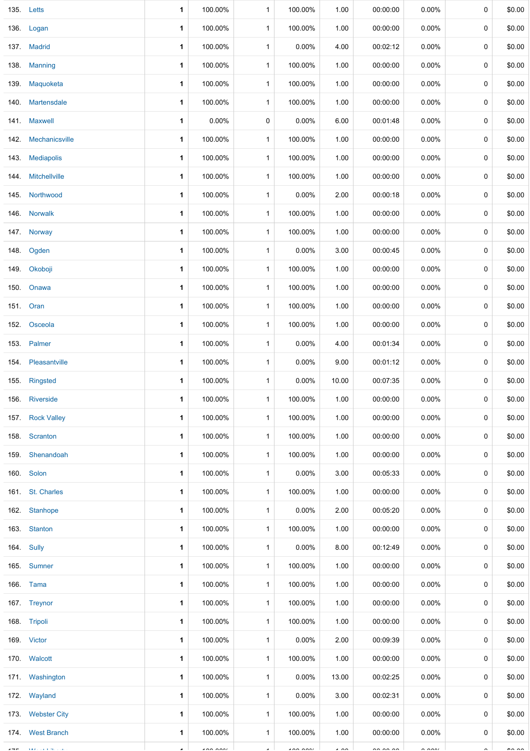| | | | | | | | | | | |
|---|---|---|---|---|---|---|---|---|---|---|
| 135. | Letts | 1 | 100.00% | 1 | 100.00% | 1.00 | 00:00:00 | 0.00% | 0 | $0.00 |
| 136. | Logan | 1 | 100.00% | 1 | 100.00% | 1.00 | 00:00:00 | 0.00% | 0 | $0.00 |
| 137. | Madrid | 1 | 100.00% | 1 | 0.00% | 4.00 | 00:02:12 | 0.00% | 0 | $0.00 |
| 138. | Manning | 1 | 100.00% | 1 | 100.00% | 1.00 | 00:00:00 | 0.00% | 0 | $0.00 |
| 139. | Maquoketa | 1 | 100.00% | 1 | 100.00% | 1.00 | 00:00:00 | 0.00% | 0 | $0.00 |
| 140. | Martensdale | 1 | 100.00% | 1 | 100.00% | 1.00 | 00:00:00 | 0.00% | 0 | $0.00 |
| 141. | Maxwell | 1 | 0.00% | 0 | 0.00% | 6.00 | 00:01:48 | 0.00% | 0 | $0.00 |
| 142. | Mechanicsville | 1 | 100.00% | 1 | 100.00% | 1.00 | 00:00:00 | 0.00% | 0 | $0.00 |
| 143. | Mediapolis | 1 | 100.00% | 1 | 100.00% | 1.00 | 00:00:00 | 0.00% | 0 | $0.00 |
| 144. | Mitchellville | 1 | 100.00% | 1 | 100.00% | 1.00 | 00:00:00 | 0.00% | 0 | $0.00 |
| 145. | Northwood | 1 | 100.00% | 1 | 0.00% | 2.00 | 00:00:18 | 0.00% | 0 | $0.00 |
| 146. | Norwalk | 1 | 100.00% | 1 | 100.00% | 1.00 | 00:00:00 | 0.00% | 0 | $0.00 |
| 147. | Norway | 1 | 100.00% | 1 | 100.00% | 1.00 | 00:00:00 | 0.00% | 0 | $0.00 |
| 148. | Ogden | 1 | 100.00% | 1 | 0.00% | 3.00 | 00:00:45 | 0.00% | 0 | $0.00 |
| 149. | Okoboji | 1 | 100.00% | 1 | 100.00% | 1.00 | 00:00:00 | 0.00% | 0 | $0.00 |
| 150. | Onawa | 1 | 100.00% | 1 | 100.00% | 1.00 | 00:00:00 | 0.00% | 0 | $0.00 |
| 151. | Oran | 1 | 100.00% | 1 | 100.00% | 1.00 | 00:00:00 | 0.00% | 0 | $0.00 |
| 152. | Osceola | 1 | 100.00% | 1 | 100.00% | 1.00 | 00:00:00 | 0.00% | 0 | $0.00 |
| 153. | Palmer | 1 | 100.00% | 1 | 0.00% | 4.00 | 00:01:34 | 0.00% | 0 | $0.00 |
| 154. | Pleasantville | 1 | 100.00% | 1 | 0.00% | 9.00 | 00:01:12 | 0.00% | 0 | $0.00 |
| 155. | Ringsted | 1 | 100.00% | 1 | 0.00% | 10.00 | 00:07:35 | 0.00% | 0 | $0.00 |
| 156. | Riverside | 1 | 100.00% | 1 | 100.00% | 1.00 | 00:00:00 | 0.00% | 0 | $0.00 |
| 157. | Rock Valley | 1 | 100.00% | 1 | 100.00% | 1.00 | 00:00:00 | 0.00% | 0 | $0.00 |
| 158. | Scranton | 1 | 100.00% | 1 | 100.00% | 1.00 | 00:00:00 | 0.00% | 0 | $0.00 |
| 159. | Shenandoah | 1 | 100.00% | 1 | 100.00% | 1.00 | 00:00:00 | 0.00% | 0 | $0.00 |
| 160. | Solon | 1 | 100.00% | 1 | 0.00% | 3.00 | 00:05:33 | 0.00% | 0 | $0.00 |
| 161. | St. Charles | 1 | 100.00% | 1 | 100.00% | 1.00 | 00:00:00 | 0.00% | 0 | $0.00 |
| 162. | Stanhope | 1 | 100.00% | 1 | 0.00% | 2.00 | 00:05:20 | 0.00% | 0 | $0.00 |
| 163. | Stanton | 1 | 100.00% | 1 | 100.00% | 1.00 | 00:00:00 | 0.00% | 0 | $0.00 |
| 164. | Sully | 1 | 100.00% | 1 | 0.00% | 8.00 | 00:12:49 | 0.00% | 0 | $0.00 |
| 165. | Sumner | 1 | 100.00% | 1 | 100.00% | 1.00 | 00:00:00 | 0.00% | 0 | $0.00 |
| 166. | Tama | 1 | 100.00% | 1 | 100.00% | 1.00 | 00:00:00 | 0.00% | 0 | $0.00 |
| 167. | Treynor | 1 | 100.00% | 1 | 100.00% | 1.00 | 00:00:00 | 0.00% | 0 | $0.00 |
| 168. | Tripoli | 1 | 100.00% | 1 | 100.00% | 1.00 | 00:00:00 | 0.00% | 0 | $0.00 |
| 169. | Victor | 1 | 100.00% | 1 | 0.00% | 2.00 | 00:09:39 | 0.00% | 0 | $0.00 |
| 170. | Walcott | 1 | 100.00% | 1 | 100.00% | 1.00 | 00:00:00 | 0.00% | 0 | $0.00 |
| 171. | Washington | 1 | 100.00% | 1 | 0.00% | 13.00 | 00:02:25 | 0.00% | 0 | $0.00 |
| 172. | Wayland | 1 | 100.00% | 1 | 0.00% | 3.00 | 00:02:31 | 0.00% | 0 | $0.00 |
| 173. | Webster City | 1 | 100.00% | 1 | 100.00% | 1.00 | 00:00:00 | 0.00% | 0 | $0.00 |
| 174. | West Branch | 1 | 100.00% | 1 | 100.00% | 1.00 | 00:00:00 | 0.00% | 0 | $0.00 |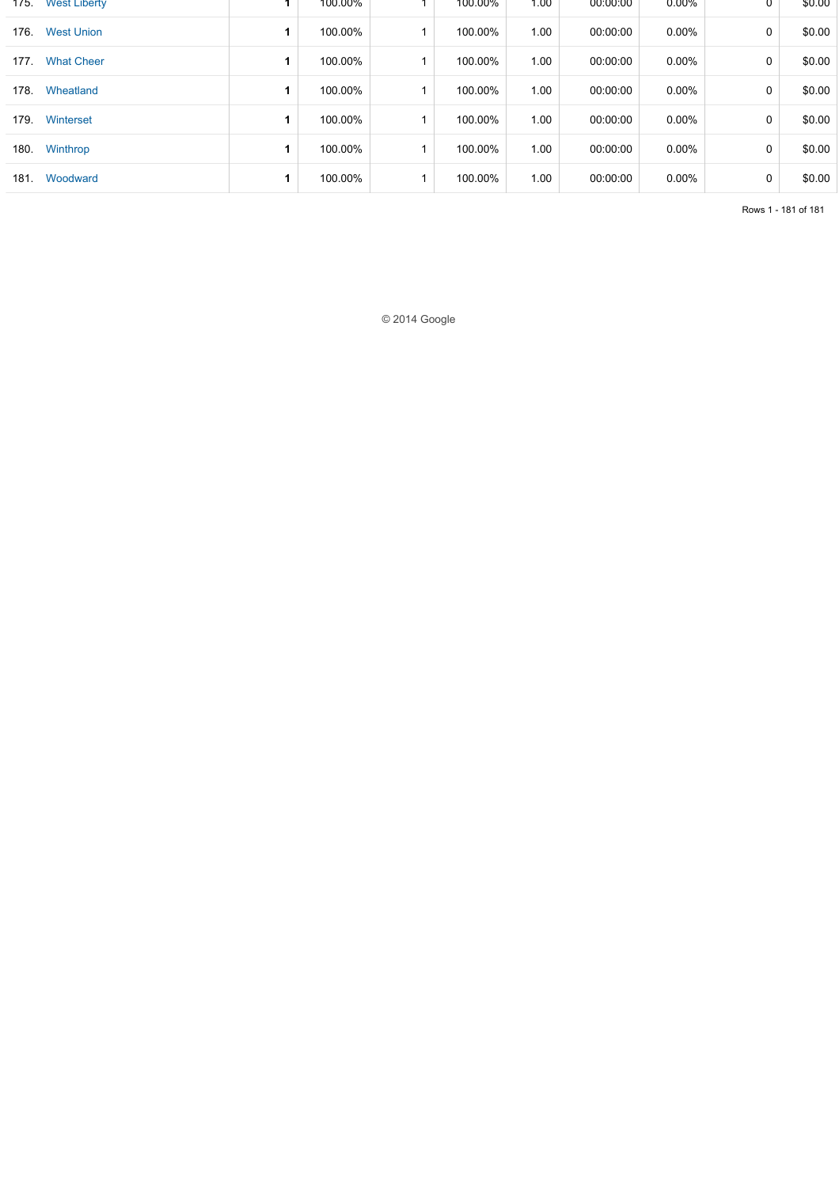| | | | | | | | | | |
|---|---|---|---|---|---|---|---|---|---|
| 175. | West Liberty | 1 | 100.00% | 1 | 100.00% | 1.00 | 00:00:00 | 0.00% | 0 | $0.00 |
| 176. | West Union | 1 | 100.00% | 1 | 100.00% | 1.00 | 00:00:00 | 0.00% | 0 | $0.00 |
| 177. | What Cheer | 1 | 100.00% | 1 | 100.00% | 1.00 | 00:00:00 | 0.00% | 0 | $0.00 |
| 178. | Wheatland | 1 | 100.00% | 1 | 100.00% | 1.00 | 00:00:00 | 0.00% | 0 | $0.00 |
| 179. | Winterset | 1 | 100.00% | 1 | 100.00% | 1.00 | 00:00:00 | 0.00% | 0 | $0.00 |
| 180. | Winthrop | 1 | 100.00% | 1 | 100.00% | 1.00 | 00:00:00 | 0.00% | 0 | $0.00 |
| 181. | Woodward | 1 | 100.00% | 1 | 100.00% | 1.00 | 00:00:00 | 0.00% | 0 | $0.00 |

Rows 1 - 181 of 181

© 2014 Google